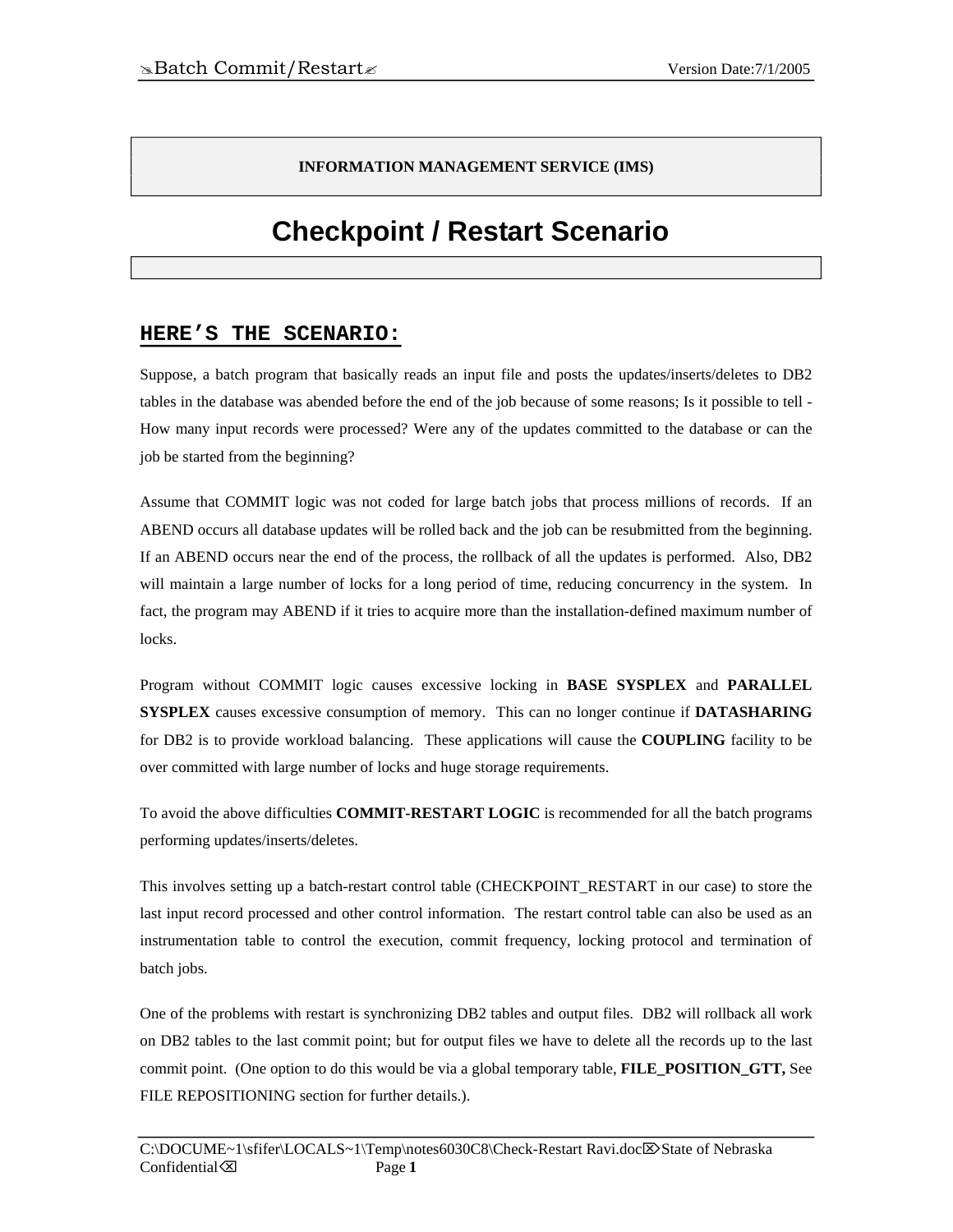**INFORMATION MANAGEMENT SERVICE (IMS)**

# Checkpoint / Restart Scenario

## HERE'S THE SCENARIO:

Suppose, a batch program that basically reads an input file and posts the updates/inserts/deletes to DB2 tables in the database was abended before the end of the job because of some reasons; Is it possible to tell - How many input records were processed? Were any of the updates committed to the database or can the job be started from the beginning?

Assume that COMMIT logic was not coded for large batch jobs that process millions of records. If an ABEND occurs all database updates will be rolled back and the job can be resubmitted from the beginning. If an ABEND occurs near the end of the process, the rollback of all the updates is performed. Also, DB2 will maintain a large number of locks for a long period of time, reducing concurrency in the system. In fact, the program may ABEND if it tries to acquire more than the installation-defined maximum number of locks.

Program without COMMIT logic causes excessive locking in **BASE SYSPLEX** and **PARALLEL SYSPLEX** causes excessive consumption of memory. This can no longer continue if **DATASHARING** for DB2 is to provide workload balancing. These applications will cause the **COUPLING** facility to be over committed with large number of locks and huge storage requirements.

To avoid the above difficulties **COMMIT-RESTART LOGIC** is recommended for all the batch programs performing updates/inserts/deletes.

This involves setting up a batch-restart control table (CHECKPOINT_RESTART in our case) to store the last input record processed and other control information. The restart control table can also be used as an instrumentation table to control the execution, commit frequency, locking protocol and termination of batch jobs.

One of the problems with restart is synchronizing DB2 tables and output files. DB2 will rollback all work on DB2 tables to the last commit point; but for output files we have to delete all the records up to the last commit point. (One option to do this would be via a global temporary table, **FILE_POSITION_GTT,** See FILE REPOSITIONING section for further details.).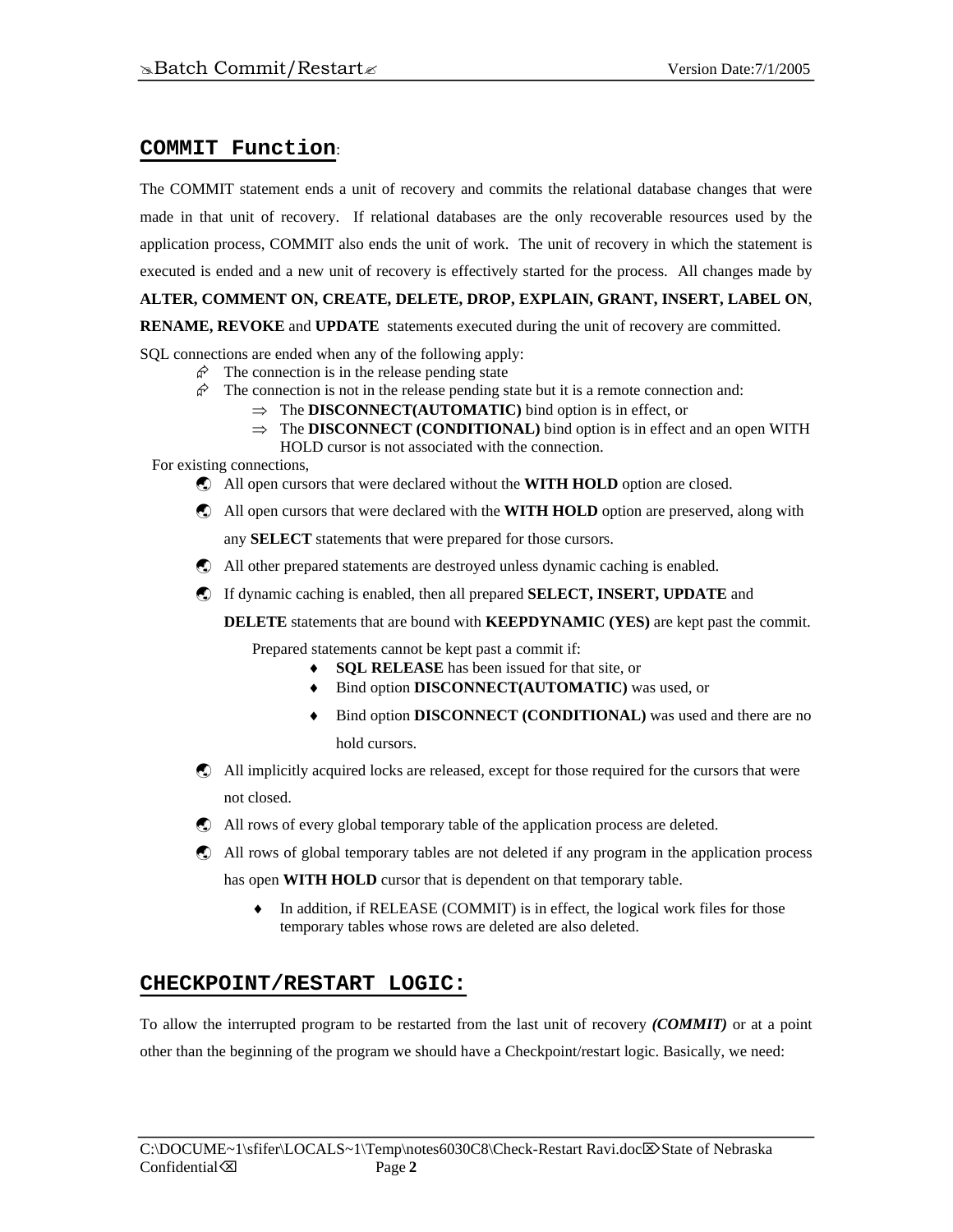## COMMIT Function:

The COMMIT statement ends a unit of recovery and commits the relational database changes that were made in that unit of recovery. If relational databases are the only recoverable resources used by the application process, COMMIT also ends the unit of work. The unit of recovery in which the statement is executed is ended and a new unit of recovery is effectively started for the process. All changes made by **ALTER, COMMENT ON, CREATE, DELETE, DROP, EXPLAIN, GRANT, INSERT, LABEL ON**, **RENAME, REVOKE** and **UPDATE** statements executed during the unit of recovery are committed.

SQL connections are ended when any of the following apply:

- The connection is in the release pending state
- The connection is not in the release pending state but it is a remote connection and:
  - The **DISCONNECT(AUTOMATIC)** bind option is in effect, or
  - The **DISCONNECT (CONDITIONAL)** bind option is in effect and an open WITH HOLD cursor is not associated with the connection.

For existing connections,

- All open cursors that were declared without the **WITH HOLD** option are closed.
- All open cursors that were declared with the **WITH HOLD** option are preserved, along with any **SELECT** statements that were prepared for those cursors.
- All other prepared statements are destroyed unless dynamic caching is enabled.
- If dynamic caching is enabled, then all prepared **SELECT, INSERT, UPDATE** and **DELETE** statements that are bound with **KEEPDYNAMIC (YES)** are kept past the commit.

  Prepared statements cannot be kept past a commit if:
  - **SQL RELEASE** has been issued for that site, or
  - Bind option **DISCONNECT(AUTOMATIC)** was used, or
  - Bind option **DISCONNECT (CONDITIONAL)** was used and there are no hold cursors.
- All implicitly acquired locks are released, except for those required for the cursors that were not closed.
- All rows of every global temporary table of the application process are deleted.
- All rows of global temporary tables are not deleted if any program in the application process has open **WITH HOLD** cursor that is dependent on that temporary table.
  - In addition, if RELEASE (COMMIT) is in effect, the logical work files for those temporary tables whose rows are deleted are also deleted.

## CHECKPOINT/RESTART LOGIC:

To allow the interrupted program to be restarted from the last unit of recovery ***(COMMIT)*** or at a point other than the beginning of the program we should have a Checkpoint/restart logic. Basically, we need: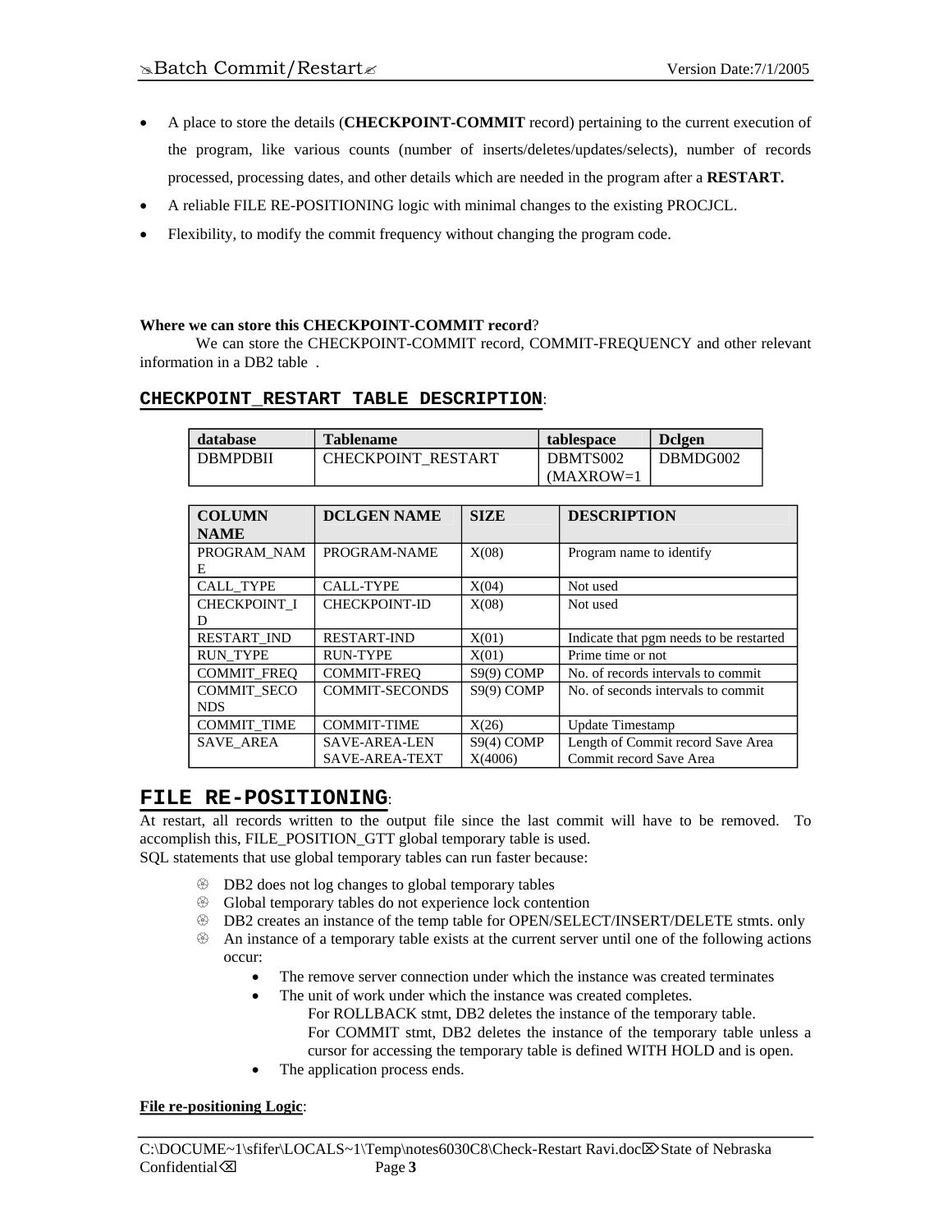- A place to store the details (**CHECKPOINT-COMMIT** record) pertaining to the current execution of the program, like various counts (number of inserts/deletes/updates/selects), number of records processed, processing dates, and other details which are needed in the program after a **RESTART.**
- A reliable FILE RE-POSITIONING logic with minimal changes to the existing PROCJCL.
- Flexibility, to modify the commit frequency without changing the program code.

**Where we can store this CHECKPOINT-COMMIT record**?

We can store the CHECKPOINT-COMMIT record, COMMIT-FREQUENCY and other relevant information in a DB2 table .

## CHECKPOINT_RESTART TABLE DESCRIPTION:

| database | Tablename | tablespace | Dclgen |
|---|---|---|---|
| DBMPDBII | CHECKPOINT_RESTART | DBMTS002 (MAXROW=1 | DBMDG002 |

| COLUMN NAME | DCLGEN NAME | SIZE | DESCRIPTION |
|---|---|---|---|
| PROGRAM_NAME | PROGRAM-NAME | X(08) | Program name to identify |
| CALL_TYPE | CALL-TYPE | X(04) | Not used |
| CHECKPOINT_ID | CHECKPOINT-ID | X(08) | Not used |
| RESTART_IND | RESTART-IND | X(01) | Indicate that pgm needs to be restarted |
| RUN_TYPE | RUN-TYPE | X(01) | Prime time or not |
| COMMIT_FREQ | COMMIT-FREQ | S9(9) COMP | No. of records intervals to commit |
| COMMIT_SECONDS | COMMIT-SECONDS | S9(9) COMP | No. of seconds intervals to commit |
| COMMIT_TIME | COMMIT-TIME | X(26) | Update Timestamp |
| SAVE_AREA | SAVE-AREA-LEN SAVE-AREA-TEXT | S9(4) COMP X(4006) | Length of Commit record Save Area Commit record Save Area |

## FILE RE-POSITIONING:

At restart, all records written to the output file since the last commit will have to be removed. To accomplish this, FILE_POSITION_GTT global temporary table is used.
SQL statements that use global temporary tables can run faster because:

- DB2 does not log changes to global temporary tables
- Global temporary tables do not experience lock contention
- DB2 creates an instance of the temp table for OPEN/SELECT/INSERT/DELETE stmts. only
- An instance of a temporary table exists at the current server until one of the following actions occur:
  - The remove server connection under which the instance was created terminates
  - The unit of work under which the instance was created completes.
    For ROLLBACK stmt, DB2 deletes the instance of the temporary table.
    For COMMIT stmt, DB2 deletes the instance of the temporary table unless a cursor for accessing the temporary table is defined WITH HOLD and is open.
  - The application process ends.

**File re-positioning Logic**: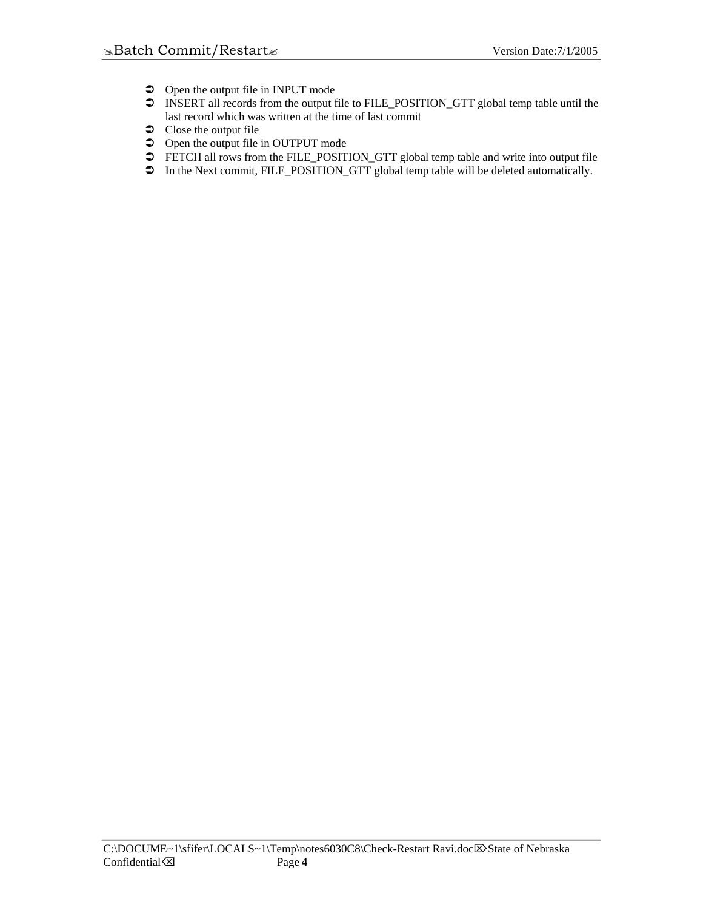- Open the output file in INPUT mode
- INSERT all records from the output file to FILE_POSITION_GTT global temp table until the last record which was written at the time of last commit
- Close the output file
- Open the output file in OUTPUT mode
- FETCH all rows from the FILE_POSITION_GTT global temp table and write into output file
- In the Next commit, FILE_POSITION_GTT global temp table will be deleted automatically.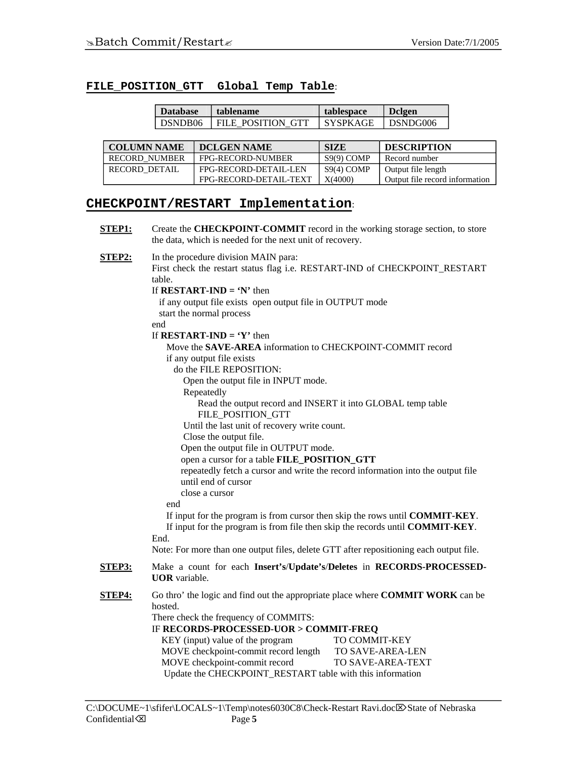## **FILE_POSITION_GTT Global Temp Table**:

| Database | tablename | tablespace | Dclgen |
|---|---|---|---|
| DSNDB06 | FILE_POSITION_GTT | SYSPKAGE | DSNDG006 |

| COLUMN NAME | DCLGEN NAME | SIZE | DESCRIPTION |
|---|---|---|---|
| RECORD_NUMBER | FPG-RECORD-NUMBER | S9(9) COMP | Record number |
| RECORD_DETAIL | FPG-RECORD-DETAIL-LEN<br>FPG-RECORD-DETAIL-TEXT | S9(4) COMP<br>X(4000) | Output file length<br>Output file record information |

## **CHECKPOINT/RESTART Implementation**:

**STEP1:** Create the **CHECKPOINT-COMMIT** record in the working storage section, to store the data, which is needed for the next unit of recovery.

**STEP2:** In the procedure division MAIN para:
First check the restart status flag i.e. RESTART-IND of CHECKPOINT_RESTART table.

```
If RESTART-IND = 'N' then
   if any output file exists  open output file in OUTPUT mode
   start the normal process
end
If RESTART-IND = 'Y' then
     Move the SAVE-AREA information to CHECKPOINT-COMMIT record
     if any output file exists
        do the FILE REPOSITION:
           Open the output file in INPUT mode.
           Repeatedly
                Read the output record and INSERT it into GLOBAL temp table
                FILE_POSITION_GTT
           Until the last unit of recovery write count.
           Close the output file.
          Open the output file in OUTPUT mode.
          open a cursor for a table FILE_POSITION_GTT
          repeatedly fetch a cursor and write the record information into the output file
          until end of cursor
          close a cursor
     end
     If input for the program is from cursor then skip the rows until COMMIT-KEY.
     If input for the program is from file then skip the records until COMMIT-KEY.
End.
```

Note: For more than one output files, delete GTT after repositioning each output file.

**STEP3:** Make a count for each **Insert's**/**Update's**/**Deletes** in **RECORDS-PROCESSED-UOR** variable.

**STEP4:** Go thro' the logic and find out the appropriate place where **COMMIT WORK** can be hosted.
There check the frequency of COMMITS:

```
IF RECORDS-PROCESSED-UOR > COMMIT-FREQ
    KEY (input) value of the program              TO COMMIT-KEY
    MOVE checkpoint-commit record length      TO SAVE-AREA-LEN
    MOVE checkpoint-commit record              TO SAVE-AREA-TEXT
     Update the CHECKPOINT_RESTART table with this information
```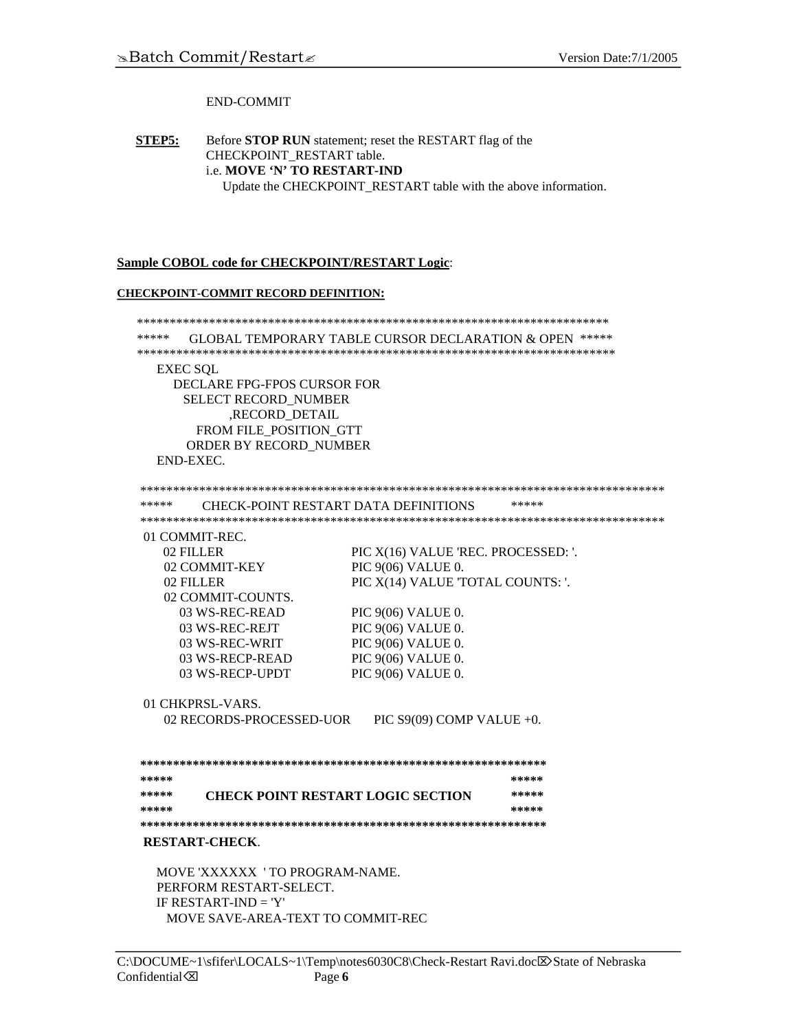```
        END-COMMIT
```

**STEP5:** Before **STOP RUN** statement; reset the RESTART flag of the CHECKPOINT_RESTART table.
i.e. **MOVE 'N' TO RESTART-IND**
Update the CHECKPOINT_RESTART table with the above information.

**Sample COBOL code for CHECKPOINT/RESTART Logic**:

**CHECKPOINT-COMMIT RECORD DEFINITION:**

```
*************************************************************************
*****     GLOBAL TEMPORARY TABLE CURSOR DECLARATION & OPEN  *****
*************************************************************************
    EXEC SQL
       DECLARE FPG-FPOS CURSOR FOR
         SELECT RECORD_NUMBER
               ,RECORD_DETAIL
           FROM FILE_POSITION_GTT
         ORDER BY RECORD_NUMBER
    END-EXEC.

*********************************************************************************
*****     CHECK-POINT RESTART DATA DEFINITIONS          *****
*********************************************************************************
 01 COMMIT-REC.
    02 FILLER                    PIC X(16) VALUE 'REC. PROCESSED: '.
    02 COMMIT-KEY                PIC 9(06) VALUE 0.
    02 FILLER                    PIC X(14) VALUE 'TOTAL COUNTS: '.
    02 COMMIT-COUNTS.
       03 WS-REC-READ            PIC 9(06) VALUE 0.
       03 WS-REC-REJT            PIC 9(06) VALUE 0.
       03 WS-REC-WRIT            PIC 9(06) VALUE 0.
       03 WS-RECP-READ           PIC 9(06) VALUE 0.
       03 WS-RECP-UPDT           PIC 9(06) VALUE 0.

 01 CHKPRSL-VARS.
    02 RECORDS-PROCESSED-UOR     PIC S9(09) COMP VALUE +0.


***************************************************************
*****                                                    *****
*****     CHECK POINT RESTART LOGIC SECTION              *****
*****                                                    *****
***************************************************************
 RESTART-CHECK.

    MOVE 'XXXXXX  ' TO PROGRAM-NAME.
    PERFORM RESTART-SELECT.
    IF RESTART-IND = 'Y'
      MOVE SAVE-AREA-TEXT TO COMMIT-REC
```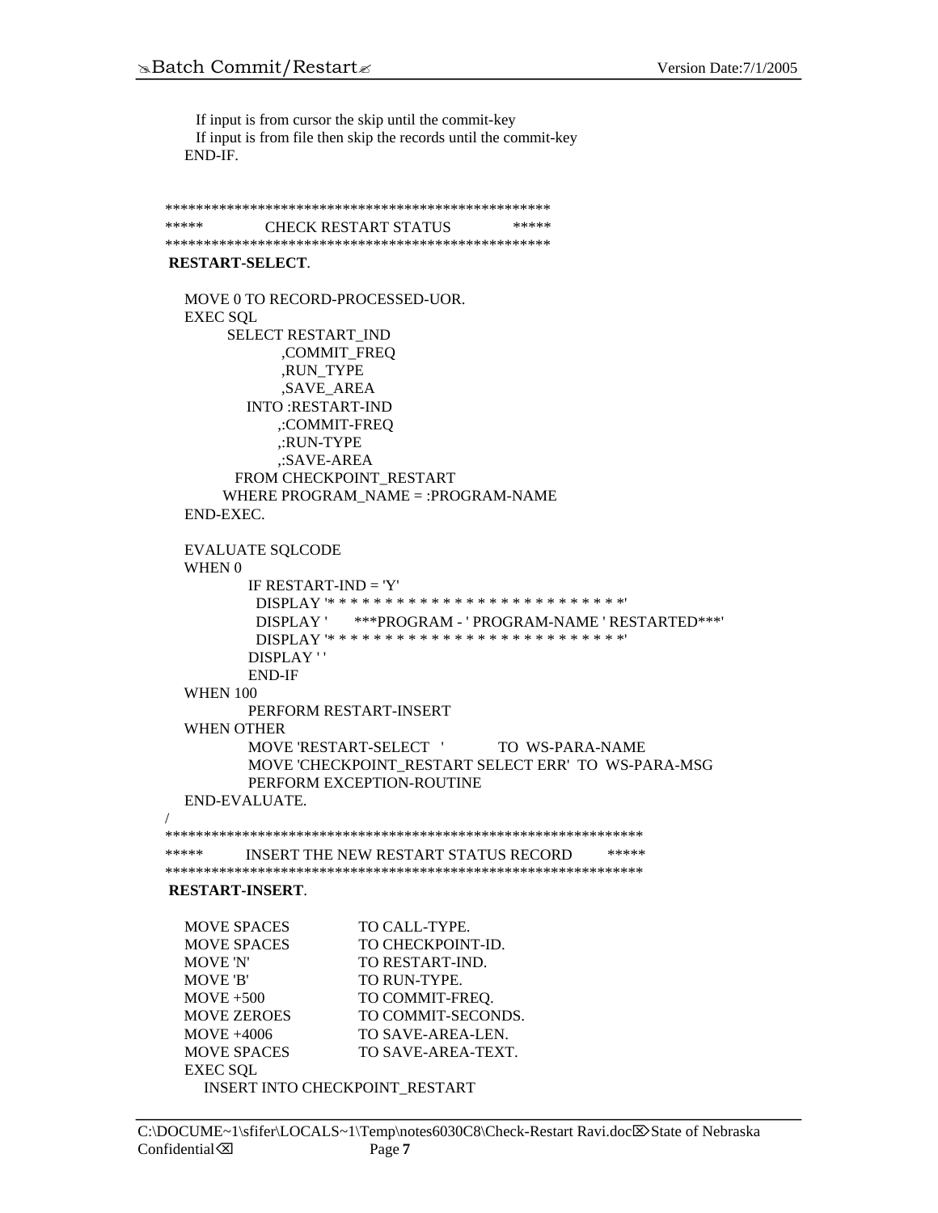```
     If input is from cursor the skip until the commit-key
     If input is from file then skip the records until the commit-key
    END-IF.


  *****************************************************
  *****           CHECK RESTART STATUS            *****
  *****************************************************
   RESTART-SELECT.

    MOVE 0 TO RECORD-PROCESSED-UOR.
    EXEC SQL
          SELECT RESTART_IND
                 ,COMMIT_FREQ
                 ,RUN_TYPE
                 ,SAVE_AREA
             INTO :RESTART-IND
                 ,:COMMIT-FREQ
                 ,:RUN-TYPE
                 ,:SAVE-AREA
           FROM CHECKPOINT_RESTART
          WHERE PROGRAM_NAME = :PROGRAM-NAME
    END-EXEC.

    EVALUATE SQLCODE
    WHEN 0
             IF RESTART-IND = 'Y'
              DISPLAY '* * * * * * * * * * * * * * * * * * * * * * * * *'
              DISPLAY '     ***PROGRAM - ' PROGRAM-NAME ' RESTARTED***'
              DISPLAY '* * * * * * * * * * * * * * * * * * * * * * * * *'
             DISPLAY ' '
             END-IF
    WHEN 100
             PERFORM RESTART-INSERT
    WHEN OTHER
             MOVE 'RESTART-SELECT  '          TO  WS-PARA-NAME
             MOVE 'CHECKPOINT_RESTART SELECT ERR'  TO  WS-PARA-MSG
             PERFORM EXCEPTION-ROUTINE
    END-EVALUATE.
  /
  ****************************************************************
  *****        INSERT THE NEW RESTART STATUS RECORD        *****
  ****************************************************************
   RESTART-INSERT.

    MOVE SPACES            TO CALL-TYPE.
    MOVE SPACES            TO CHECKPOINT-ID.
    MOVE 'N'               TO RESTART-IND.
    MOVE 'B'               TO RUN-TYPE.
    MOVE +500              TO COMMIT-FREQ.
    MOVE ZEROES            TO COMMIT-SECONDS.
    MOVE +4006             TO SAVE-AREA-LEN.
    MOVE SPACES            TO SAVE-AREA-TEXT.
    EXEC SQL
       INSERT INTO CHECKPOINT_RESTART
```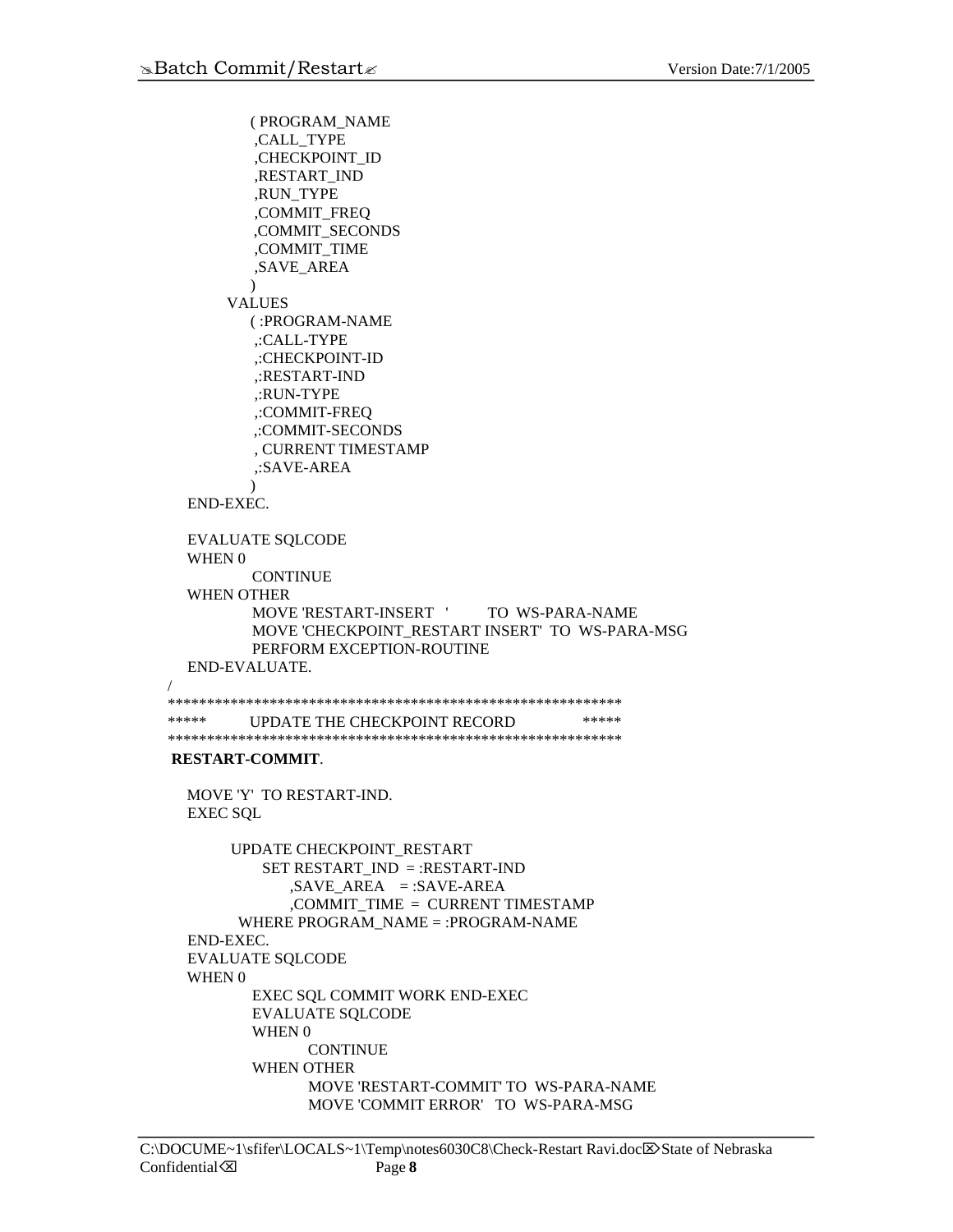```
             ( PROGRAM_NAME
              ,CALL_TYPE
              ,CHECKPOINT_ID
              ,RESTART_IND
              ,RUN_TYPE
              ,COMMIT_FREQ
              ,COMMIT_SECONDS
              ,COMMIT_TIME
              ,SAVE_AREA
             )
         VALUES
             ( :PROGRAM-NAME
              ,:CALL-TYPE
              ,:CHECKPOINT-ID
              ,:RESTART-IND
              ,:RUN-TYPE
              ,:COMMIT-FREQ
              ,:COMMIT-SECONDS
              , CURRENT TIMESTAMP
              ,:SAVE-AREA
             )
    END-EXEC.

    EVALUATE SQLCODE
    WHEN 0
            CONTINUE
    WHEN OTHER
            MOVE 'RESTART-INSERT   '        TO  WS-PARA-NAME
            MOVE 'CHECKPOINT_RESTART INSERT'  TO  WS-PARA-MSG
            PERFORM EXCEPTION-ROUTINE
    END-EVALUATE.
/
**********************************************************
*****        UPDATE THE CHECKPOINT RECORD              *****
**********************************************************
 RESTART-COMMIT.

    MOVE 'Y'  TO RESTART-IND.
    EXEC SQL

         UPDATE CHECKPOINT_RESTART
             SET RESTART_IND  = :RESTART-IND
                 ,SAVE_AREA    = :SAVE-AREA
                 ,COMMIT_TIME  =  CURRENT TIMESTAMP
          WHERE PROGRAM_NAME = :PROGRAM-NAME
    END-EXEC.
    EVALUATE SQLCODE
    WHEN 0
            EXEC SQL COMMIT WORK END-EXEC
            EVALUATE SQLCODE
            WHEN 0
                   CONTINUE
            WHEN OTHER
                   MOVE 'RESTART-COMMIT' TO  WS-PARA-NAME
                   MOVE 'COMMIT ERROR'   TO  WS-PARA-MSG
```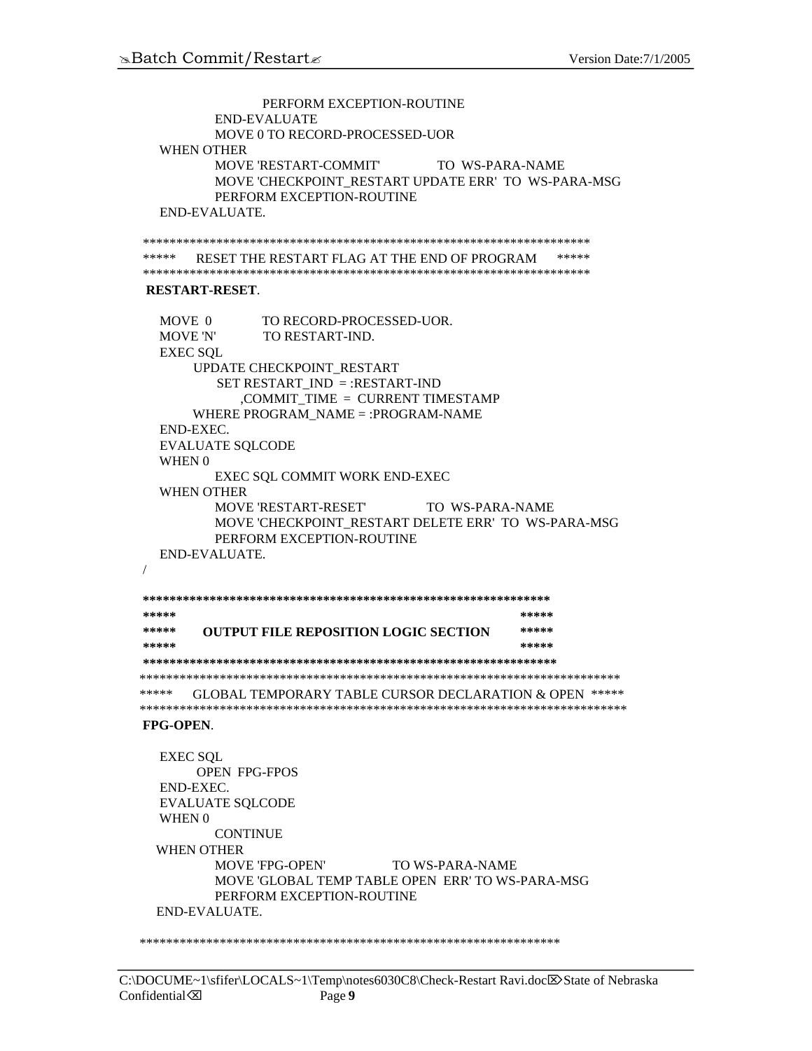```
                PERFORM EXCEPTION-ROUTINE
            END-EVALUATE
            MOVE 0 TO RECORD-PROCESSED-UOR
      WHEN OTHER
            MOVE 'RESTART-COMMIT'          TO  WS-PARA-NAME
            MOVE 'CHECKPOINT_RESTART UPDATE ERR'  TO  WS-PARA-MSG
            PERFORM EXCEPTION-ROUTINE
      END-EVALUATE.

 *******************************************************************
 *****     RESET THE RESTART FLAG AT THE END OF PROGRAM      *****
 *******************************************************************
  RESTART-RESET.

      MOVE  0          TO RECORD-PROCESSED-UOR.
      MOVE 'N'         TO RESTART-IND.
      EXEC SQL
           UPDATE CHECKPOINT_RESTART
               SET RESTART_IND  = :RESTART-IND
                   ,COMMIT_TIME  =  CURRENT TIMESTAMP
           WHERE PROGRAM_NAME = :PROGRAM-NAME
      END-EXEC.
      EVALUATE SQLCODE
      WHEN 0
            EXEC SQL COMMIT WORK END-EXEC
      WHEN OTHER
            MOVE 'RESTART-RESET'           TO  WS-PARA-NAME
            MOVE 'CHECKPOINT_RESTART DELETE ERR'  TO  WS-PARA-MSG
            PERFORM EXCEPTION-ROUTINE
      END-EVALUATE.
 /

 *************************************************************
 *****                                                  *****
 *****     OUTPUT FILE REPOSITION LOGIC SECTION         *****
 *****                                                  *****
 *************************************************************
 ***************************************************************************
 *****   GLOBAL TEMPORARY TABLE CURSOR DECLARATION & OPEN  *****
 ***************************************************************************
  FPG-OPEN.

      EXEC SQL
           OPEN  FPG-FPOS
      END-EXEC.
      EVALUATE SQLCODE
      WHEN 0
            CONTINUE
     WHEN OTHER
            MOVE 'FPG-OPEN'             TO WS-PARA-NAME
            MOVE 'GLOBAL TEMP TABLE OPEN  ERR' TO WS-PARA-MSG
            PERFORM EXCEPTION-ROUTINE
     END-EVALUATE.

 *************************************************************
```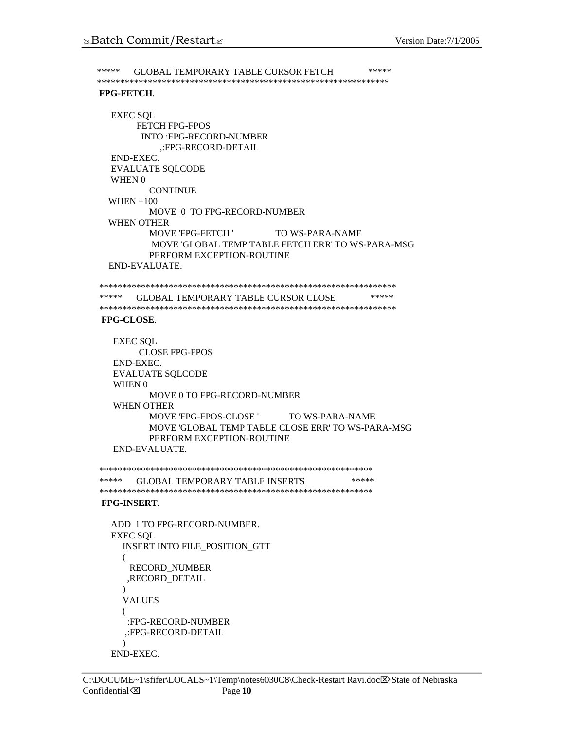```
*****    GLOBAL TEMPORARY TABLE CURSOR FETCH          *****
*****************************************************************
 FPG-FETCH.

    EXEC SQL
          FETCH FPG-FPOS
           INTO :FPG-RECORD-NUMBER
               ,:FPG-RECORD-DETAIL
    END-EXEC.
    EVALUATE SQLCODE
    WHEN 0
           CONTINUE
   WHEN +100
           MOVE  0  TO FPG-RECORD-NUMBER
   WHEN OTHER
           MOVE 'FPG-FETCH '            TO WS-PARA-NAME
            MOVE 'GLOBAL TEMP TABLE FETCH ERR' TO WS-PARA-MSG
           PERFORM EXCEPTION-ROUTINE
   END-EVALUATE.

*****************************************************************
*****    GLOBAL TEMPORARY TABLE CURSOR CLOSE          *****
*****************************************************************
 FPG-CLOSE.

    EXEC SQL
          CLOSE FPG-FPOS
    END-EXEC.
    EVALUATE SQLCODE
    WHEN 0
           MOVE 0 TO FPG-RECORD-NUMBER
    WHEN OTHER
           MOVE 'FPG-FPOS-CLOSE '         TO WS-PARA-NAME
           MOVE 'GLOBAL TEMP TABLE CLOSE ERR' TO WS-PARA-MSG
           PERFORM EXCEPTION-ROUTINE
    END-EVALUATE.

***********************************************************
*****    GLOBAL TEMPORARY TABLE INSERTS              *****
***********************************************************
 FPG-INSERT.

    ADD  1 TO FPG-RECORD-NUMBER.
    EXEC SQL
       INSERT INTO FILE_POSITION_GTT
       (
         RECORD_NUMBER
        ,RECORD_DETAIL
       )
       VALUES
       (
        :FPG-RECORD-NUMBER
       ,:FPG-RECORD-DETAIL
       )
    END-EXEC.
```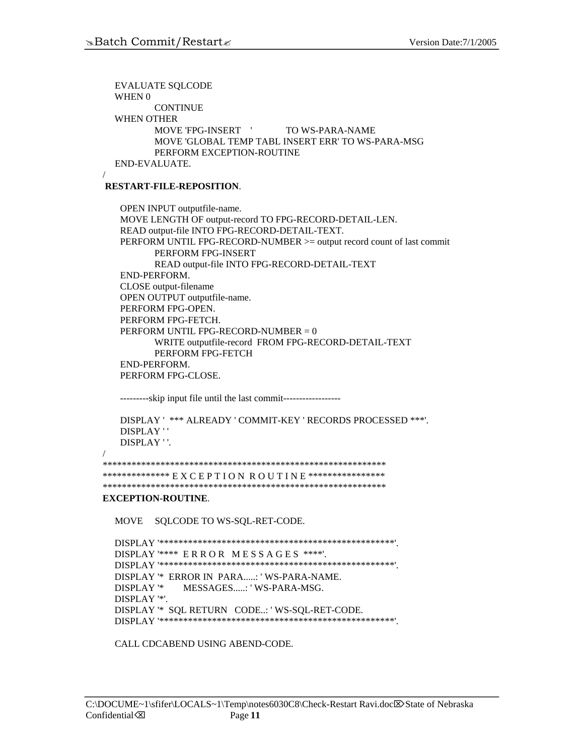```
EVALUATE SQLCODE
WHEN 0
        CONTINUE
WHEN OTHER
        MOVE 'FPG-INSERT    '          TO WS-PARA-NAME
        MOVE 'GLOBAL TEMP TABL INSERT ERR' TO WS-PARA-MSG
        PERFORM EXCEPTION-ROUTINE
END-EVALUATE.
/
```

**RESTART-FILE-REPOSITION**.

```
OPEN INPUT outputfile-name.
MOVE LENGTH OF output-record TO FPG-RECORD-DETAIL-LEN.
READ output-file INTO FPG-RECORD-DETAIL-TEXT.
PERFORM UNTIL FPG-RECORD-NUMBER >= output record count of last commit
        PERFORM FPG-INSERT
        READ output-file INTO FPG-RECORD-DETAIL-TEXT
END-PERFORM.
CLOSE output-filename
OPEN OUTPUT outputfile-name.
PERFORM FPG-OPEN.
PERFORM FPG-FETCH.
PERFORM UNTIL FPG-RECORD-NUMBER = 0
        WRITE outputfile-record  FROM FPG-RECORD-DETAIL-TEXT
        PERFORM FPG-FETCH
END-PERFORM.
PERFORM FPG-CLOSE.

---------skip input file until the last commit------------------

DISPLAY '  *** ALREADY ' COMMIT-KEY ' RECORDS PROCESSED ***'.
DISPLAY ' '
DISPLAY ' '.
/
************************************************************
************** E X C E P T I O N  R O U T I N E ****************
************************************************************
```

**EXCEPTION-ROUTINE**.

```
MOVE    SQLCODE TO WS-SQL-RET-CODE.

DISPLAY '**************************************************'.
DISPLAY '****  E R R O R   M E S S A G E S  ****'.
DISPLAY '**************************************************'.
DISPLAY '*  ERROR IN  PARA.....: ' WS-PARA-NAME.
DISPLAY '*       MESSAGES.....: ' WS-PARA-MSG.
DISPLAY '*'.
DISPLAY '*  SQL RETURN   CODE..: ' WS-SQL-RET-CODE.
DISPLAY '**************************************************'.

CALL CDCABEND USING ABEND-CODE.
```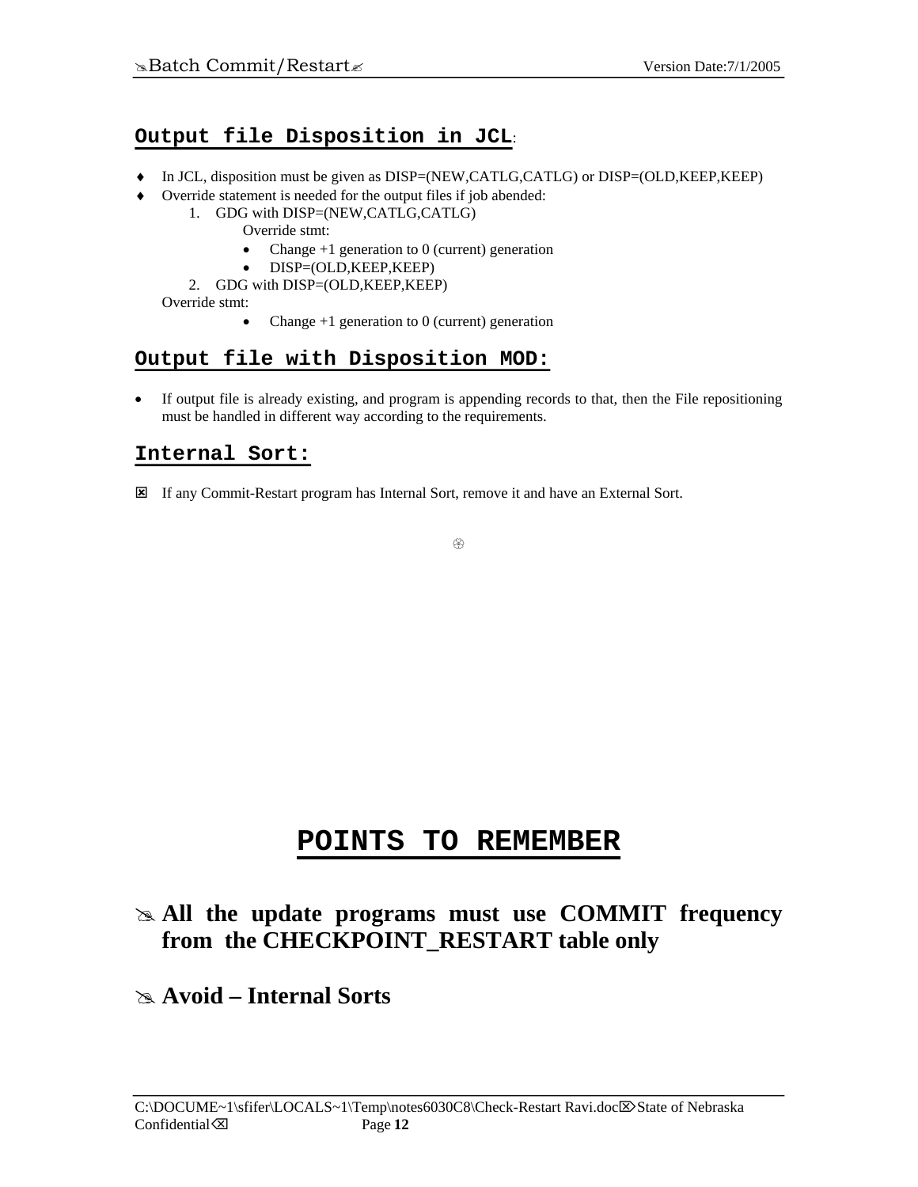## Output file Disposition in JCL:

- In JCL, disposition must be given as DISP=(NEW,CATLG,CATLG) or DISP=(OLD,KEEP,KEEP)
- Override statement is needed for the output files if job abended:
  1. GDG with DISP=(NEW,CATLG,CATLG)
     Override stmt:
     - Change +1 generation to 0 (current) generation
     - DISP=(OLD,KEEP,KEEP)
  2. GDG with DISP=(OLD,KEEP,KEEP)

  Override stmt:
     - Change +1 generation to 0 (current) generation

## Output file with Disposition MOD:

- If output file is already existing, and program is appending records to that, then the File repositioning must be handled in different way according to the requirements.

## Internal Sort:

- If any Commit-Restart program has Internal Sort, remove it and have an External Sort.

# POINTS TO REMEMBER

- **All the update programs must use COMMIT frequency from the CHECKPOINT_RESTART table only**

- **Avoid – Internal Sorts**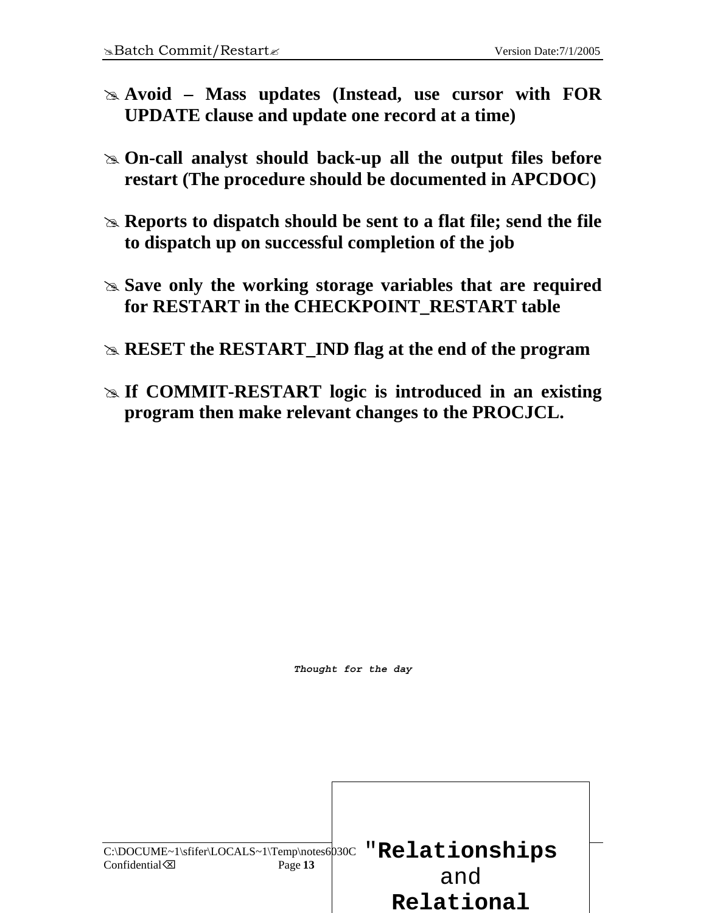- **Avoid – Mass updates (Instead, use cursor with FOR UPDATE clause and update one record at a time)**

- **On-call analyst should back-up all the output files before restart (The procedure should be documented in APCDOC)**

- **Reports to dispatch should be sent to a flat file; send the file to dispatch up on successful completion of the job**

- **Save only the working storage variables that are required for RESTART in the CHECKPOINT_RESTART table**

- **RESET the RESTART_IND flag at the end of the program**

- **If COMMIT-RESTART logic is introduced in an existing program then make relevant changes to the PROCJCL.**

***Thought for the day***

**"Relationships** and **Relational**